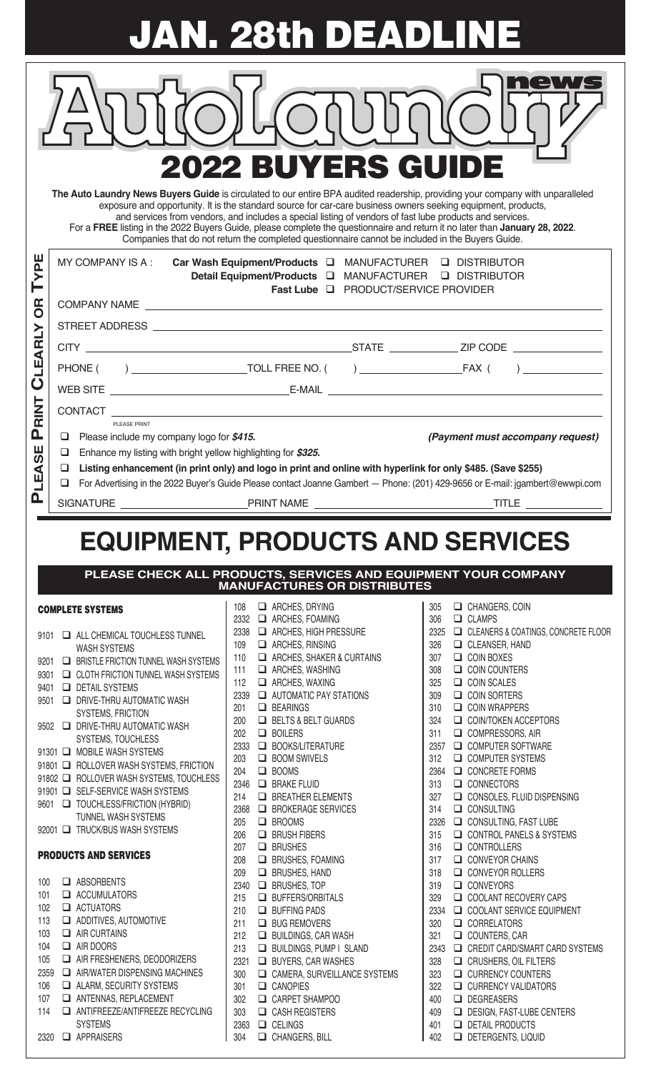# JAN. 28th DEADLINE

# AutoLaundry news

## 2022 BUYERS GUIDE

**The Auto Laundry News Buyers Guide** is circulated to our entire BPA audited readership, providing your company with unparalleled exposure and opportunity. It is the standard source for car-care business owners seeking equipment, products, and services from vendors, and includes a special listing of vendors of fast lube products and services. For a **FREE** listing in the 2022 Buyers Guide, please complete the questionnaire and return it no later than **January 28, 2022**. Companies that do not return the completed questionnaire cannot be included in the Buyers Guide.

**PLEASE PRINT CLEARLY OR TYPE**

MY COMPANY IS A : **Car Wash Equipment/Products** ☐ MANUFACTURER ☐ DISTRIBUTOR
**Detail Equipment/Products** ☐ MANUFACTURER ☐ DISTRIBUTOR
**Fast Lube** ☐ PRODUCT/SERVICE PROVIDER

COMPANY NAME ______________________________

STREET ADDRESS ______________________________

CITY ______________________ STATE __________ ZIP CODE __________

PHONE ( ) ______________ TOLL FREE NO. ( ) ______________ FAX ( ) ______________

WEB SITE ______________________ E-MAIL ______________________

CONTACT ______________________________
PLEASE PRINT

☐ Please include my company logo for ***$415.*** ***(Payment must accompany request)***

☐ Enhance my listing with bright yellow highlighting for ***$325.***

☐ **Listing enhancement (in print only) and logo in print and online with hyperlink for only $485. (Save $255)**

☐ For Advertising in the 2022 Buyer's Guide Please contact Joanne Gambert — Phone: (201) 429-9656 or E-mail: jgambert@ewwpi.com

SIGNATURE ______________ PRINT NAME ______________ TITLE ______________

# EQUIPMENT, PRODUCTS AND SERVICES

**PLEASE CHECK ALL PRODUCTS, SERVICES AND EQUIPMENT YOUR COMPANY MANUFACTURES OR DISTRIBUTES**

### COMPLETE SYSTEMS

- 9101 ☐ ALL CHEMICAL TOUCHLESS TUNNEL WASH SYSTEMS
- 9201 ☐ BRISTLE FRICTION TUNNEL WASH SYSTEMS
- 9301 ☐ CLOTH FRICTION TUNNEL WASH SYSTEMS
- 9401 ☐ DETAIL SYSTEMS
- 9501 ☐ DRIVE-THRU AUTOMATIC WASH SYSTEMS, FRICTION
- 9502 ☐ DRIVE-THRU AUTOMATIC WASH SYSTEMS, TOUCHLESS
- 91301 ☐ MOBILE WASH SYSTEMS
- 91801 ☐ ROLLOVER WASH SYSTEMS, FRICTION
- 91802 ☐ ROLLOVER WASH SYSTEMS, TOUCHLESS
- 91901 ☐ SELF-SERVICE WASH SYSTEMS
- 9601 ☐ TOUCHLESS/FRICTION (HYBRID) TUNNEL WASH SYSTEMS
- 92001 ☐ TRUCK/BUS WASH SYSTEMS

### PRODUCTS AND SERVICES

- 100 ☐ ABSORBENTS
- 101 ☐ ACCUMULATORS
- 102 ☐ ACTUATORS
- 113 ☐ ADDITIVES, AUTOMOTIVE
- 103 ☐ AIR CURTAINS
- 104 ☐ AIR DOORS
- 105 ☐ AIR FRESHENERS, DEODORIZERS
- 2359 ☐ AIR/WATER DISPENSING MACHINES
- 106 ☐ ALARM, SECURITY SYSTEMS
- 107 ☐ ANTENNAS, REPLACEMENT
- 114 ☐ ANTIFREEZE/ANTIFREEZE RECYCLING SYSTEMS
- 2320 ☐ APPRAISERS
- 108 ☐ ARCHES, DRYING
- 2332 ☐ ARCHES, FOAMING
- 2338 ☐ ARCHES, HIGH PRESSURE
- 109 ☐ ARCHES, RINSING
- 110 ☐ ARCHES, SHAKER & CURTAINS
- 111 ☐ ARCHES, WASHING
- 112 ☐ ARCHES, WAXING
- 2339 ☐ AUTOMATIC PAY STATIONS
- 201 ☐ BEARINGS
- 200 ☐ BELTS & BELT GUARDS
- 202 ☐ BOILERS
- 2333 ☐ BOOKS/LITERATURE
- 203 ☐ BOOM SWIVELS
- 204 ☐ BOOMS
- 2346 ☐ BRAKE FLUID
- 214 ☐ BREATHER ELEMENTS
- 2368 ☐ BROKERAGE SERVICES
- 205 ☐ BROOMS
- 206 ☐ BRUSH FIBERS
- 207 ☐ BRUSHES
- 208 ☐ BRUSHES, FOAMING
- 209 ☐ BRUSHES, HAND
- 2340 ☐ BRUSHES, TOP
- 215 ☐ BUFFERS/ORBITALS
- 210 ☐ BUFFING PADS
- 211 ☐ BUG REMOVERS
- 212 ☐ BUILDINGS, CAR WASH
- 213 ☐ BUILDINGS, PUMP I SLAND
- 2321 ☐ BUYERS, CAR WASHES
- 300 ☐ CAMERA, SURVEILLANCE SYSTEMS
- 301 ☐ CANOPIES
- 302 ☐ CARPET SHAMPOO
- 303 ☐ CASH REGISTERS
- 2363 ☐ CELINGS
- 304 ☐ CHANGERS, BILL
- 305 ☐ CHANGERS, COIN
- 306 ☐ CLAMPS
- 2325 ☐ CLEANERS & COATINGS, CONCRETE FLOOR
- 326 ☐ CLEANSER, HAND
- 307 ☐ COIN BOXES
- 308 ☐ COIN COUNTERS
- 325 ☐ COIN SCALES
- 309 ☐ COIN SORTERS
- 310 ☐ COIN WRAPPERS
- 324 ☐ COIN/TOKEN ACCEPTORS
- 311 ☐ COMPRESSORS, AIR
- 2357 ☐ COMPUTER SOFTWARE
- 312 ☐ COMPUTER SYSTEMS
- 2364 ☐ CONCRETE FORMS
- 313 ☐ CONNECTORS
- 327 ☐ CONSOLES, FLUID DISPENSING
- 314 ☐ CONSULTING
- 2326 ☐ CONSULTING, FAST LUBE
- 315 ☐ CONTROL PANELS & SYSTEMS
- 316 ☐ CONTROLLERS
- 317 ☐ CONVEYOR CHAINS
- 318 ☐ CONVEYOR ROLLERS
- 319 ☐ CONVEYORS
- 329 ☐ COOLANT RECOVERY CAPS
- 2334 ☐ COOLANT SERVICE EQUIPMENT
- 320 ☐ CORRELATORS
- 321 ☐ COUNTERS, CAR
- 2343 ☐ CREDIT CARD/SMART CARD SYSTEMS
- 328 ☐ CRUSHERS, OIL FILTERS
- 323 ☐ CURRENCY COUNTERS
- 322 ☐ CURRENCY VALIDATORS
- 400 ☐ DEGREASERS
- 409 ☐ DESIGN, FAST-LUBE CENTERS
- 401 ☐ DETAIL PRODUCTS
- 402 ☐ DETERGENTS, LIQUID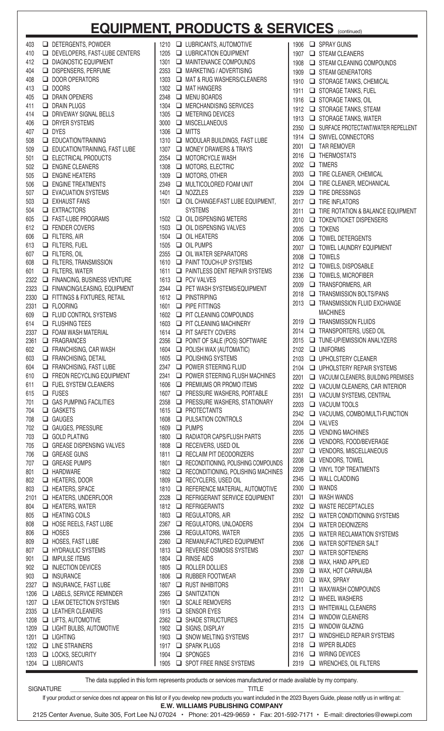# EQUIPMENT, PRODUCTS & SERVICES (continued)

- 403 ❑ DETERGENTS, POWDER
- 410 ❑ DEVELOPERS, FAST-LUBE CENTERS
- 412 ❑ DIAGNOSTIC EQUIPMENT
- 404 ❑ DISPENSERS, PERFUME
- 408 ❑ DOOR OPERATORS
- 413 ❑ DOORS
- 405 ❑ DRAIN OPENERS
- 411 ❑ DRAIN PLUGS
- 414 ❑ DRIVEWAY SIGNAL BELLS
- 406 ❑ DRYER SYSTEMS
- 407 ❑ DYES
- 508 ❑ EDUCATION/TRAINING
- 509 ❑ EDUCATION/TRAINING, FAST LUBE
- 501 ❑ ELECTRICAL PRODUCTS
- 502 ❑ ENGINE CLEANERS
- 505 ❑ ENGINE HEATERS
- 506 ❑ ENGINE TREATMENTS
- 507 ❑ EVACUATION SYSTEMS
- 503 ❑ EXHAUST FANS
- 504 ❑ EXTRACTORS
- 605 ❑ FAST-LUBE PROGRAMS
- 612 ❑ FENDER COVERS
- 606 ❑ FILTERS, AIR
- 613 ❑ FILTERS, FUEL
- 607 ❑ FILTERS, OIL
- 608 ❑ FILTERS, TRANSMISSION
- 601 ❑ FILTERS, WATER
- 2322 ❑ FINANCING, BUSINESS VENTURE
- 2323 ❑ FINANCING/LEASING, EQUIPMENT
- 2330 ❑ FITTINGS & FIXTURES, RETAIL
- 2331 ❑ FLOORING
- 609 ❑ FLUID CONTROL SYSTEMS
- 614 ❑ FLUSHING TEES
- 2337 ❑ FOAM WASH MATERIAL
- 2361 ❑ FRAGRANCES
- 602 ❑ FRANCHISING, CAR WASH
- 603 ❑ FRANCHISING, DETAIL
- 604 ❑ FRANCHISING, FAST LUBE
- 610 ❑ FREON RECYCLING EQUIPMENT
- 611 ❑ FUEL SYSTEM CLEANERS
- 615 ❑ FUSES
- 701 ❑ GAS PUMPING FACILITIES
- 704 ❑ GASKETS
- 708 ❑ GAUGES
- 702 ❑ GAUGES, PRESSURE
- 703 ❑ GOLD PLATING
- 705 ❑ GREASE DISPENSING VALVES
- 706 ❑ GREASE GUNS
- 707 ❑ GREASE PUMPS
- 801 ❑ HARDWARE
- 802 ❑ HEATERS, DOOR
- 803 ❑ HEATERS, SPACE
- 2101 ❑ HEATERS, UNDERFLOOR
- 804 ❑ HEATERS, WATER
- 805 ❑ HEATING COILS
- 808 ❑ HOSE REELS, FAST LUBE
- 806 ❑ HOSES
- 809 ❑ HOSES, FAST LUBE
- 807 ❑ HYDRAULIC SYSTEMS
- 901 ❑ IMPULSE ITEMS
- 902 ❑ INJECTION DEVICES
- 903 ❑ INSURANCE
- 2327 ❑ INSURANCE, FAST LUBE
- 1206 ❑ LABELS, SERVICE REMINDER
- 1207 ❑ LEAK DETECTION SYSTEMS
- 2335 ❑ LEATHER CLEANERS
- 1208 ❑ LIFTS, AUTOMOTIVE
- 1209 ❑ LIGHT BULBS, AUTOMOTIVE
- 1201 ❑ LIGHTING
- 1202 ❑ LINE STRAINERS
- 1203 ❑ LOCKS, SECURITY
- 1204 ❑ LUBRICANTS
- 1210 ❑ LUBRICANTS, AUTOMOTIVE
- 1205 ❑ LUBRICATION EQUIPMENT
- 1301 ❑ MAINTENANCE COMPOUNDS
- 2353 ❑ MARKETING / ADVERTISING
- 1303 ❑ MAT & RUG WASHERS/CLEANERS
- 1302 ❑ MAT HANGERS
- 2348 ❑ MENU BOARDS
- 1304 ❑ MERCHANDISING SERVICES
- 1305 ❑ METERING DEVICES
- 3000 ❑ MISCELLANEOUS
- 1306 ❑ MITTS
- 1310 ❑ MODULAR BUILDINGS, FAST LUBE
- 1307 ❑ MONEY DRAWERS & TRAYS
- 2354 ❑ MOTORCYCLE WASH
- 1308 ❑ MOTORS, ELECTRIC
- 1309 ❑ MOTORS, OTHER
- 2349 ❑ MULTICOLORED FOAM UNIT
- 1401 ❑ NOZZLES
- 1501 ❑ OIL CHANGE/FAST LUBE EQUIPMENT, SYSTEMS
- 1502 ❑ OIL DISPENSING METERS
- 1503 ❑ OIL DISPENSING VALVES
- 1504 ❑ OIL HEATERS
- 1505 ❑ OIL PUMPS
- 2355 ❑ OIL WATER SEPARATORS
- 1610 ❑ PAINT TOUCH-UP SYSTEMS
- 1611 ❑ PAINTLESS DENT REPAIR SYSTEMS
- 1613 ❑ PCV VALVES
- 2344 ❑ PET WASH SYSTEMS/EQUIPMENT
- 1612 ❑ PINSTRIPING
- 1601 ❑ PIPE FITTINGS
- 1602 ❑ PIT CLEANING COMPOUNDS
- 1603 ❑ PIT CLEANING MACHINERY
- 1614 ❑ PIT SAFETY COVERS
- 2356 ❑ POINT OF SALE (POS) SOFTWARE
- 1604 ❑ POLISH WAX (AUTOMATIC)
- 1605 ❑ POLISHING SYSTEMS
- 2347 ❑ POWER STEERING FLUID
- 2341 ❑ POWER STEERING FLUSH MACHINES
- 1606 ❑ PREMIUMS OR PROMO ITEMS
- 1607 ❑ PRESSURE WASHERS, PORTABLE
- 2358 ❑ PRESSURE WASHERS, STATIONARY
- 1615 ❑ PROTECTANTS
- 1608 ❑ PULSATION CONTROLS
- 1609 ❑ PUMPS
- 1800 ❑ RADIATOR CAPS/FLUSH PARTS
- 1808 ❑ RECEIVERS, USED OIL
- 1811 ❑ RECLAIM PIT DEODORIZERS
- 1801 ❑ RECONDITIONING, POLISHING COMPOUNDS
- 1802 ❑ RECONDITIONING, POLISHING MACHINES
- 1809 ❑ RECYCLERS, USED OIL
- 1810 ❑ REFERENCE MATERIAL, AUTOMOTIVE
- 2328 ❑ REFRIGERANT SERVICE EQUIPMENT
- 1812 ❑ REFRIGERANTS
- 1803 ❑ REGULATORS, AIR
- 2367 ❑ REGULATORS, UNLOADERS
- 2366 ❑ REGULATORS, WATER
- 2360 ❑ REMANUFACTURED EQUIPMENT
- 1813 ❑ REVERSE OSMOSIS SYSTEMS
- 1804 ❑ RINSE AIDS
- 1805 ❑ ROLLER DOLLIES
- 1806 ❑ RUBBER FOOTWEAR
- 1807 ❑ RUST INHIBITORS
- 2365 ❑ SANITIZATION
- 1901 ❑ SCALE REMOVERS
- 1915 ❑ SENSOR EYES
- 2362 ❑ SHADE STRUCTURES
- 1902 ❑ SIGNS, DISPLAY
- 1903 ❑ SNOW MELTING SYSTEMS
- 1917 ❑ SPARK PLUGS
- 1904 ❑ SPONGES
- 1905 ❑ SPOT FREE RINSE SYSTEMS
- 1906 ❑ SPRAY GUNS
- 1907 ❑ STEAM CLEANERS
- 1908 ❑ STEAM CLEANING COMPOUNDS
- 1909 ❑ STEAM GENERATORS
- 1910 ❑ STORAGE TANKS, CHEMICAL
- 1911 ❑ STORAGE TANKS, FUEL
- 1916 ❑ STORAGE TANKS, OIL
- 1912 ❑ STORAGE TANKS, STEAM
- 1913 ❑ STORAGE TANKS, WATER
- 2350 ❑ SURFACE PROTECTANT/WATER REPELLENT
- 1914 ❑ SWIVEL CONNECTORS
- 2001 ❑ TAR REMOVER
- 2016 ❑ THERMOSTATS
- 2002 ❑ TIMERS
- 2003 ❑ TIRE CLEANER, CHEMICAL
- 2004 ❑ TIRE CLEANER, MECHANICAL
- 2329 ❑ TIRE DRESSINGS
- 2017 ❑ TIRE INFLATORS
- 2011 ❑ TIRE ROTATION & BALANCE EQUIPMENT
- 2010 ❑ TOKEN/TICKET DISPENSERS
- 2005 ❑ TOKENS
- 2006 ❑ TOWEL DETERGENTS
- 2007 ❑ TOWEL LAUNDRY EQUIPMENT
- 2008 ❑ TOWELS
- 2012 ❑ TOWELS, DISPOSABLE
- 2336 ❑ TOWELS, MICROFIBER
- 2009 ❑ TRANSFORMERS, AIR
- 2018 ❑ TRANSMISSION BOLTS/PANS
- 2013 ❑ TRANSMISSION FLUID EXCHANGE MACHINES
- 2019 ❑ TRANSMISSION FLUIDS
- 2014 ❑ TRANSPORTERS, USED OIL
- 2015 ❑ TUNE-UP/EMISSION ANALYZERS
- 2102 ❑ UNIFORMS
- 2103 ❑ UPHOLSTERY CLEANER
- 2104 ❑ UPHOLSTERY REPAIR SYSTEMS
- 2201 ❑ VACUUM CLEANERS, BUILDING PREMISES
- 2202 ❑ VACUUM CLEANERS, CAR INTERIOR
- 2351 ❑ VACUUM SYSTEMS, CENTRAL
- 2203 ❑ VACUUM TOOLS
- 2342 ❑ VACUUMS, COMBO/MULTI-FUNCTION
- 2204 ❑ VALVES
- 2205 ❑ VENDING MACHINES
- 2206 ❑ VENDORS, FOOD/BEVERAGE
- 2207 ❑ VENDORS, MISCELLANEOUS
- 2208 ❑ VENDORS, TOWEL
- 2209 ❑ VINYL TOP TREATMENTS
- 2345 ❑ WALL CLADDING
- 2300 ❑ WANDS
- 2301 ❑ WASH WANDS
- 2302 ❑ WASTE RECEPTACLES
- 2352 ❑ WATER CONDITIONING SYSTEMS
- 2304 ❑ WATER DEIONIZERS
- 2305 ❑ WATER RECLAMATION SYSTEMS
- 2306 ❑ WATER SOFTENER SALT
- 2307 ❑ WATER SOFTENERS
- 2308 ❑ WAX, HAND APPLIED
- 2309 ❑ WAX, HOT CARNAUBA
- 2310 ❑ WAX, SPRAY
- 2311 ❑ WAX/WASH COMPOUNDS
- 2312 ❑ WHEEL WASHERS
- 2313 ❑ WHITEWALL CLEANERS
- 2314 ❑ WINDOW CLEANERS
- 2315 ❑ WINDOW GLAZING
- 2317 ❑ WINDSHIELD REPAIR SYSTEMS
- 2318 ❑ WIPER BLADES
- 2316 ❑ WIRING DEVICES
- 2319 ❑ WRENCHES, OIL FILTERS

The data supplied in this form represents products or services manufactured or made available by my company.

SIGNATURE ______________________________ TITLE ______________________________

If your product or service does not appear on this list or if you develop new products you want included in the 2023 Buyers Guide, please notify us in writing at:

**E.W. WILLIAMS PUBLISHING COMPANY**

2125 Center Avenue, Suite 305, Fort Lee NJ 07024 • Phone: 201-429-9659 • Fax: 201-592-7171 • E-mail: directories@ewwpi.com